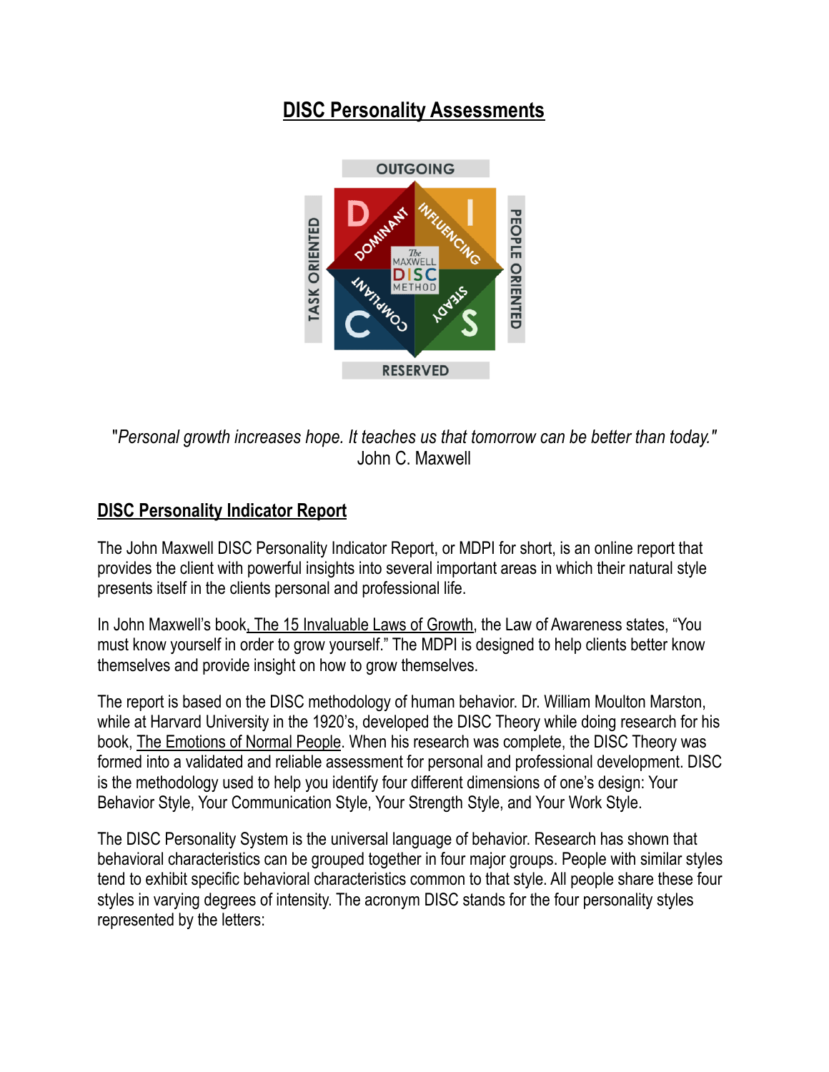# DISC Personality Assessments

*"Personal growth increases hope. It teaches us that tomorrow can be better than today."*
John C. Maxwell

## DISC Personality Indicator Report

The John Maxwell DISC Personality Indicator Report, or MDPI for short, is an online report that provides the client with powerful insights into several important areas in which their natural style presents itself in the clients personal and professional life.

In John Maxwell's book, The 15 Invaluable Laws of Growth, the Law of Awareness states, "You must know yourself in order to grow yourself." The MDPI is designed to help clients better know themselves and provide insight on how to grow themselves.

The report is based on the DISC methodology of human behavior. Dr. William Moulton Marston, while at Harvard University in the 1920's, developed the DISC Theory while doing research for his book, The Emotions of Normal People. When his research was complete, the DISC Theory was formed into a validated and reliable assessment for personal and professional development. DISC is the methodology used to help you identify four different dimensions of one's design: Your Behavior Style, Your Communication Style, Your Strength Style, and Your Work Style.

The DISC Personality System is the universal language of behavior. Research has shown that behavioral characteristics can be grouped together in four major groups. People with similar styles tend to exhibit specific behavioral characteristics common to that style. All people share these four styles in varying degrees of intensity. The acronym DISC stands for the four personality styles represented by the letters: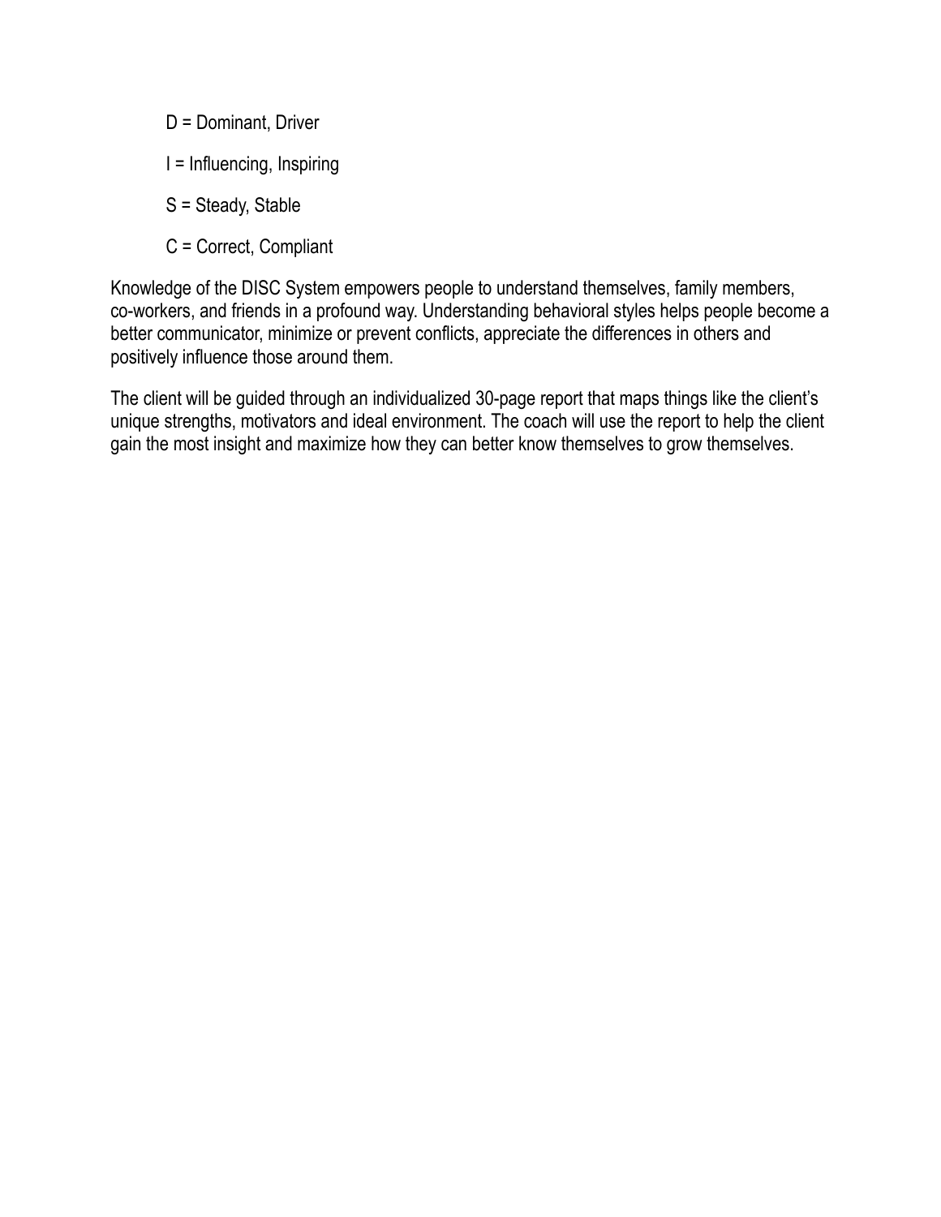- D = Dominant, Driver
- I = Influencing, Inspiring
- S = Steady, Stable
- C = Correct, Compliant

Knowledge of the DISC System empowers people to understand themselves, family members, co-workers, and friends in a profound way. Understanding behavioral styles helps people become a better communicator, minimize or prevent conflicts, appreciate the differences in others and positively influence those around them.

The client will be guided through an individualized 30-page report that maps things like the client's unique strengths, motivators and ideal environment. The coach will use the report to help the client gain the most insight and maximize how they can better know themselves to grow themselves.